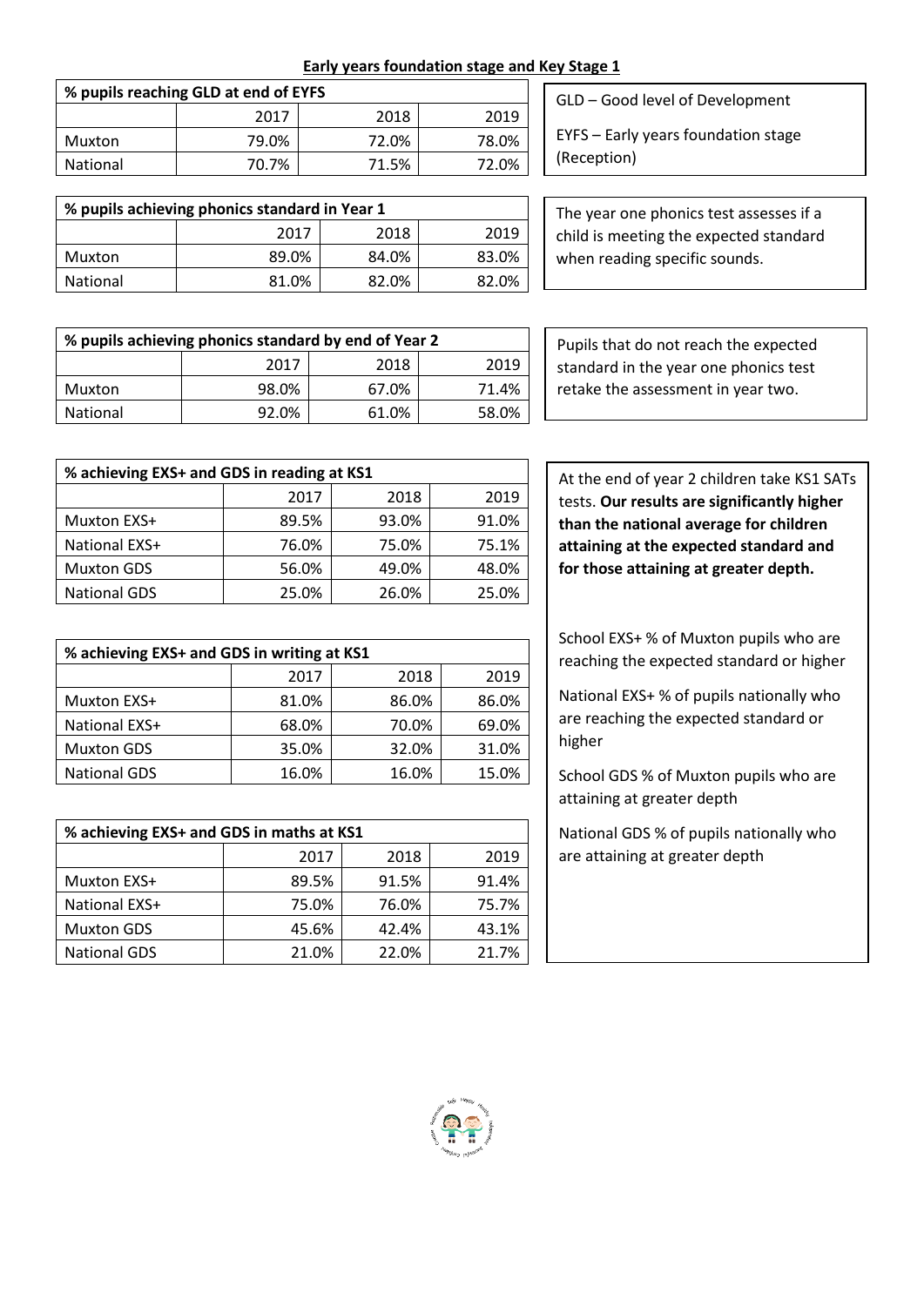## Early years foundation stage and Key Stage 1

| % pupils reaching GLD at end of EYFS | | | |
|---|---|---|---|
| | 2017 | 2018 | 2019 |
| Muxton | 79.0% | 72.0% | 78.0% |
| National | 70.7% | 71.5% | 72.0% |

GLD – Good level of Development

EYFS – Early years foundation stage (Reception)

| % pupils achieving phonics standard in Year 1 | | | |
|---|---|---|---|
| | 2017 | 2018 | 2019 |
| Muxton | 89.0% | 84.0% | 83.0% |
| National | 81.0% | 82.0% | 82.0% |

The year one phonics test assesses if a child is meeting the expected standard when reading specific sounds.

| % pupils achieving phonics standard by end of Year 2 | | | |
|---|---|---|---|
| | 2017 | 2018 | 2019 |
| Muxton | 98.0% | 67.0% | 71.4% |
| National | 92.0% | 61.0% | 58.0% |

Pupils that do not reach the expected standard in the year one phonics test retake the assessment in year two.

| % achieving EXS+ and GDS in reading at KS1 | | | |
|---|---|---|---|
| | 2017 | 2018 | 2019 |
| Muxton EXS+ | 89.5% | 93.0% | 91.0% |
| National EXS+ | 76.0% | 75.0% | 75.1% |
| Muxton GDS | 56.0% | 49.0% | 48.0% |
| National GDS | 25.0% | 26.0% | 25.0% |

| % achieving EXS+ and GDS in writing at KS1 | | | |
|---|---|---|---|
| | 2017 | 2018 | 2019 |
| Muxton EXS+ | 81.0% | 86.0% | 86.0% |
| National EXS+ | 68.0% | 70.0% | 69.0% |
| Muxton GDS | 35.0% | 32.0% | 31.0% |
| National GDS | 16.0% | 16.0% | 15.0% |

| % achieving EXS+ and GDS in maths at KS1 | | | |
|---|---|---|---|
| | 2017 | 2018 | 2019 |
| Muxton EXS+ | 89.5% | 91.5% | 91.4% |
| National EXS+ | 75.0% | 76.0% | 75.7% |
| Muxton GDS | 45.6% | 42.4% | 43.1% |
| National GDS | 21.0% | 22.0% | 21.7% |

At the end of year 2 children take KS1 SATs tests. **Our results are significantly higher than the national average for children attaining at the expected standard and for those attaining at greater depth.**

School EXS+ % of Muxton pupils who are reaching the expected standard or higher

National EXS+ % of pupils nationally who are reaching the expected standard or higher

School GDS % of Muxton pupils who are attaining at greater depth

National GDS % of pupils nationally who are attaining at greater depth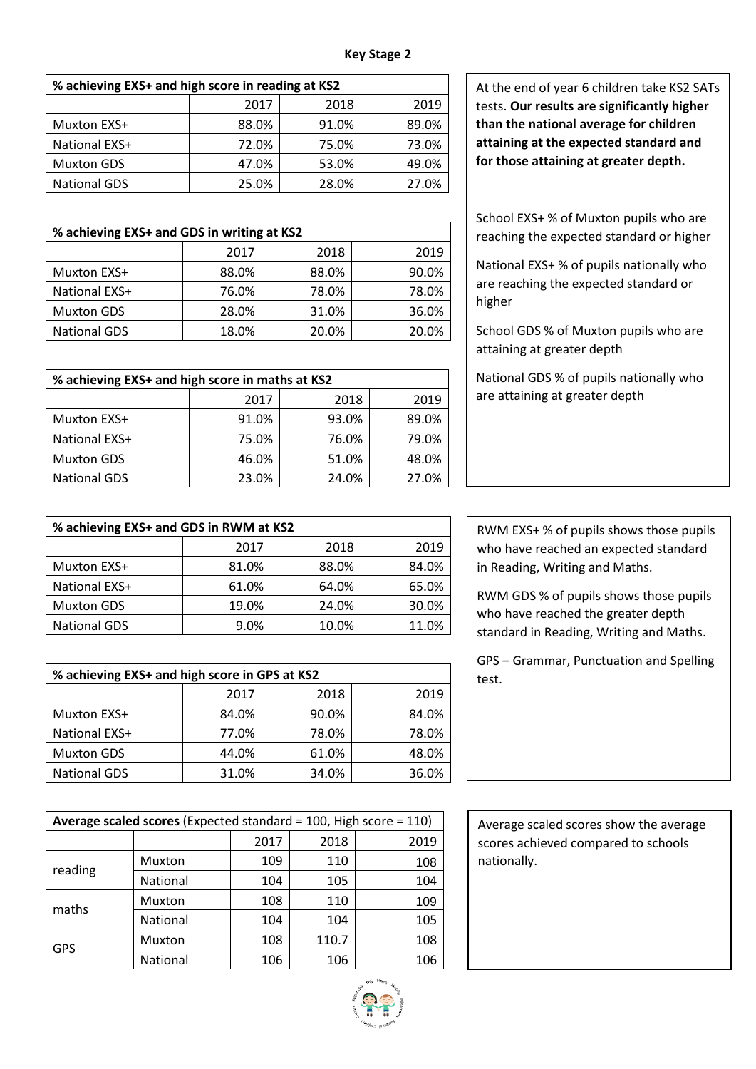## Key Stage 2

| % achieving EXS+ and high score in reading at KS2 | | | |
|---|---|---|---|
| | 2017 | 2018 | 2019 |
| Muxton EXS+ | 88.0% | 91.0% | 89.0% |
| National EXS+ | 72.0% | 75.0% | 73.0% |
| Muxton GDS | 47.0% | 53.0% | 49.0% |
| National GDS | 25.0% | 28.0% | 27.0% |

| % achieving EXS+ and GDS in writing at KS2 | | | |
|---|---|---|---|
| | 2017 | 2018 | 2019 |
| Muxton EXS+ | 88.0% | 88.0% | 90.0% |
| National EXS+ | 76.0% | 78.0% | 78.0% |
| Muxton GDS | 28.0% | 31.0% | 36.0% |
| National GDS | 18.0% | 20.0% | 20.0% |

| % achieving EXS+ and high score in maths at KS2 | | | |
|---|---|---|---|
| | 2017 | 2018 | 2019 |
| Muxton EXS+ | 91.0% | 93.0% | 89.0% |
| National EXS+ | 75.0% | 76.0% | 79.0% |
| Muxton GDS | 46.0% | 51.0% | 48.0% |
| National GDS | 23.0% | 24.0% | 27.0% |

At the end of year 6 children take KS2 SATs tests. **Our results are significantly higher than the national average for children attaining at the expected standard and for those attaining at greater depth.**

School EXS+ % of Muxton pupils who are reaching the expected standard or higher

National EXS+ % of pupils nationally who are reaching the expected standard or higher

School GDS % of Muxton pupils who are attaining at greater depth

National GDS % of pupils nationally who are attaining at greater depth

| % achieving EXS+ and GDS in RWM at KS2 | | | |
|---|---|---|---|
| | 2017 | 2018 | 2019 |
| Muxton EXS+ | 81.0% | 88.0% | 84.0% |
| National EXS+ | 61.0% | 64.0% | 65.0% |
| Muxton GDS | 19.0% | 24.0% | 30.0% |
| National GDS | 9.0% | 10.0% | 11.0% |

| % achieving EXS+ and high score in GPS at KS2 | | | |
|---|---|---|---|
| | 2017 | 2018 | 2019 |
| Muxton EXS+ | 84.0% | 90.0% | 84.0% |
| National EXS+ | 77.0% | 78.0% | 78.0% |
| Muxton GDS | 44.0% | 61.0% | 48.0% |
| National GDS | 31.0% | 34.0% | 36.0% |

RWM EXS+ % of pupils shows those pupils who have reached an expected standard in Reading, Writing and Maths.

RWM GDS % of pupils shows those pupils who have reached the greater depth standard in Reading, Writing and Maths.

GPS – Grammar, Punctuation and Spelling test.

| **Average scaled scores** (Expected standard = 100, High score = 110) | | | | |
|---|---|---|---|---|
| | | 2017 | 2018 | 2019 |
| reading | Muxton | 109 | 110 | 108 |
| | National | 104 | 105 | 104 |
| maths | Muxton | 108 | 110 | 109 |
| | National | 104 | 104 | 105 |
| GPS | Muxton | 108 | 110.7 | 108 |
| | National | 106 | 106 | 106 |

Average scaled scores show the average scores achieved compared to schools nationally.